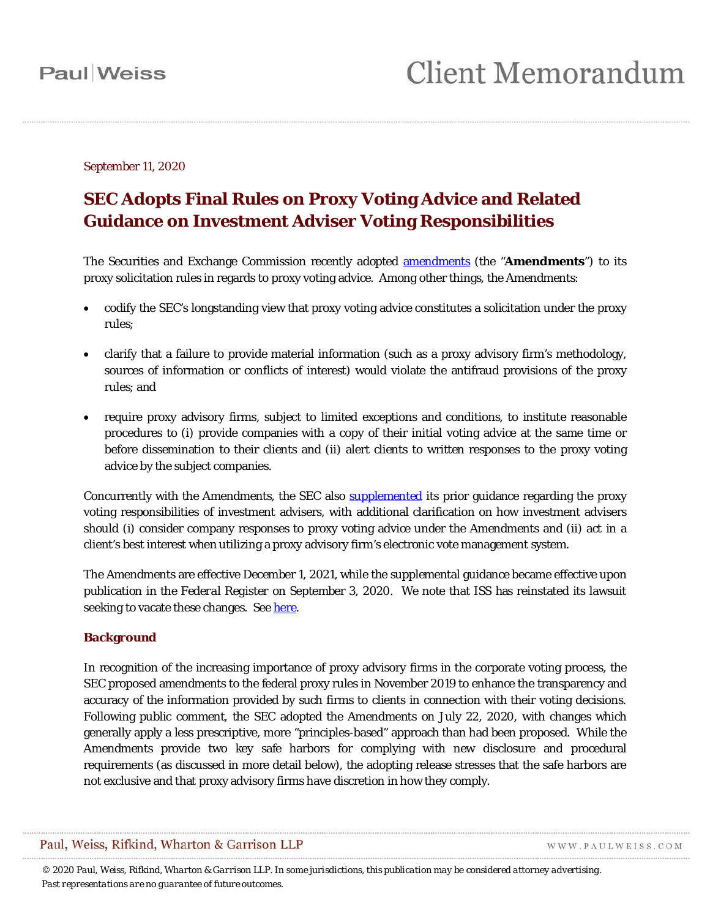September 11, 2020

# SEC Adopts Final Rules on Proxy Voting Advice and Related Guidance on Investment Adviser Voting Responsibilities

The Securities and Exchange Commission recently adopted amendments (the "**Amendments**") to its proxy solicitation rules in regards to proxy voting advice. Among other things, the Amendments:

- codify the SEC's longstanding view that proxy voting advice constitutes a solicitation under the proxy rules;
- clarify that a failure to provide material information (such as a proxy advisory firm's methodology, sources of information or conflicts of interest) would violate the antifraud provisions of the proxy rules; and
- require proxy advisory firms, subject to limited exceptions and conditions, to institute reasonable procedures to (i) provide companies with a copy of their initial voting advice at the same time or before dissemination to their clients and (ii) alert clients to written responses to the proxy voting advice by the subject companies.

Concurrently with the Amendments, the SEC also supplemented its prior guidance regarding the proxy voting responsibilities of investment advisers, with additional clarification on how investment advisers should (i) consider company responses to proxy voting advice under the Amendments and (ii) act in a client's best interest when utilizing a proxy advisory firm's electronic vote management system.

The Amendments are effective December 1, 2021, while the supplemental guidance became effective upon publication in the *Federal Register* on September 3, 2020. We note that ISS has reinstated its lawsuit seeking to vacate these changes. See here.

## Background

In recognition of the increasing importance of proxy advisory firms in the corporate voting process, the SEC proposed amendments to the federal proxy rules in November 2019 to enhance the transparency and accuracy of the information provided by such firms to clients in connection with their voting decisions. Following public comment, the SEC adopted the Amendments on July 22, 2020, with changes which generally apply a less prescriptive, more "principles-based" approach than had been proposed. While the Amendments provide two key safe harbors for complying with new disclosure and procedural requirements (as discussed in more detail below), the adopting release stresses that the safe harbors are not exclusive and that proxy advisory firms have discretion in how they comply.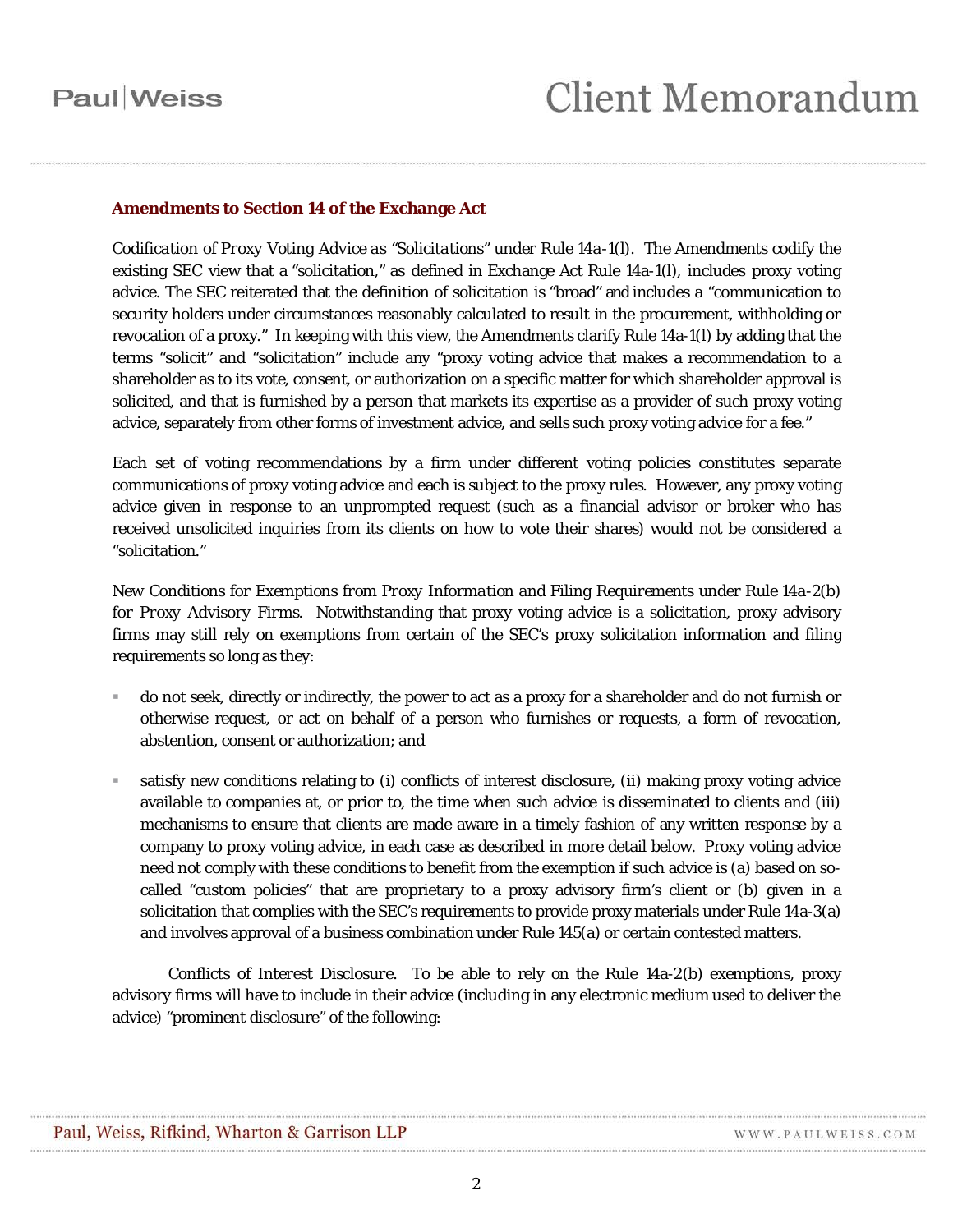### Amendments to Section 14 of the Exchange Act

*Codification of Proxy Voting Advice as "Solicitations" under Rule 14a-1(l).* The Amendments codify the existing SEC view that a "solicitation," as defined in Exchange Act Rule 14a-1(l), includes proxy voting advice. The SEC reiterated that the definition of solicitation is "broad" and includes a "communication to security holders under circumstances reasonably calculated to result in the procurement, withholding or revocation of a proxy." In keeping with this view, the Amendments clarify Rule 14a-1(l) by adding that the terms "solicit" and "solicitation" include any "proxy voting advice that makes a recommendation to a shareholder as to its vote, consent, or authorization on a specific matter for which shareholder approval is solicited, and that is furnished by a person that markets its expertise as a provider of such proxy voting advice, separately from other forms of investment advice, and sells such proxy voting advice for a fee."

Each set of voting recommendations by a firm under different voting policies constitutes separate communications of proxy voting advice and each is subject to the proxy rules. However, any proxy voting advice given in response to an unprompted request (such as a financial advisor or broker who has received unsolicited inquiries from its clients on how to vote their shares) would not be considered a "solicitation."

*New Conditions for Exemptions from Proxy Information and Filing Requirements under Rule 14a-2(b) for Proxy Advisory Firms.* Notwithstanding that proxy voting advice is a solicitation, proxy advisory firms may still rely on exemptions from certain of the SEC's proxy solicitation information and filing requirements so long as they:

- do not seek, directly or indirectly, the power to act as a proxy for a shareholder and do not furnish or otherwise request, or act on behalf of a person who furnishes or requests, a form of revocation, abstention, consent or authorization; and
- satisfy new conditions relating to (i) conflicts of interest disclosure, (ii) making proxy voting advice available to companies at, or prior to, the time when such advice is disseminated to clients and (iii) mechanisms to ensure that clients are made aware in a timely fashion of any written response by a company to proxy voting advice, in each case as described in more detail below. Proxy voting advice need not comply with these conditions to benefit from the exemption if such advice is (a) based on so-called "custom policies" that are proprietary to a proxy advisory firm's client or (b) given in a solicitation that complies with the SEC's requirements to provide proxy materials under Rule 14a-3(a) and involves approval of a business combination under Rule 145(a) or certain contested matters.

*Conflicts of Interest Disclosure.* To be able to rely on the Rule 14a-2(b) exemptions, proxy advisory firms will have to include in their advice (including in any electronic medium used to deliver the advice) "prominent disclosure" of the following: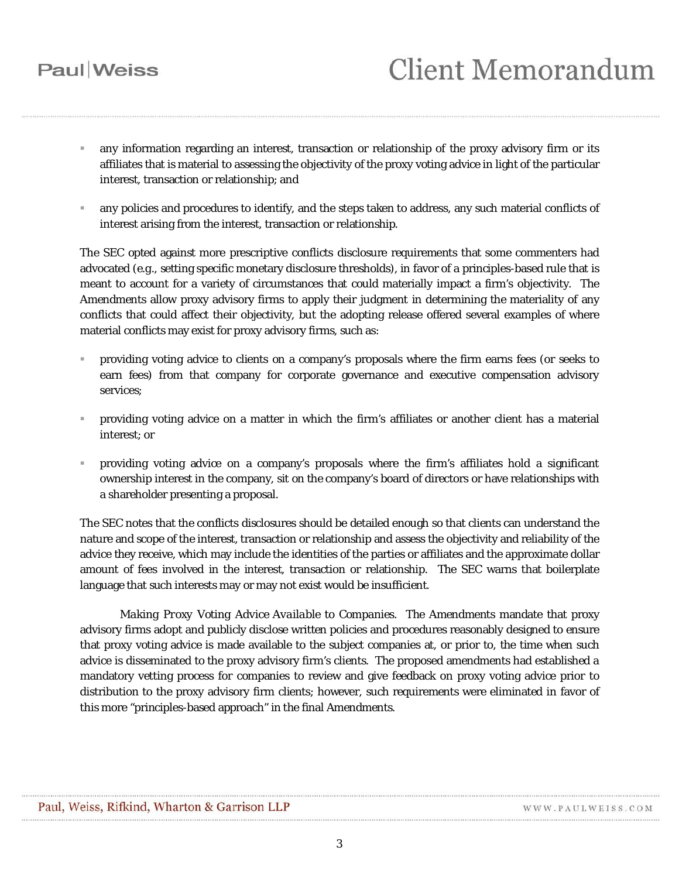- any information regarding an interest, transaction or relationship of the proxy advisory firm or its affiliates that is material to assessing the objectivity of the proxy voting advice in light of the particular interest, transaction or relationship; and

- any policies and procedures to identify, and the steps taken to address, any such material conflicts of interest arising from the interest, transaction or relationship.

The SEC opted against more prescriptive conflicts disclosure requirements that some commenters had advocated (e.g., setting specific monetary disclosure thresholds), in favor of a principles-based rule that is meant to account for a variety of circumstances that could materially impact a firm's objectivity. The Amendments allow proxy advisory firms to apply their judgment in determining the materiality of any conflicts that could affect their objectivity, but the adopting release offered several examples of where material conflicts may exist for proxy advisory firms, such as:

- providing voting advice to clients on a company's proposals where the firm earns fees (or seeks to earn fees) from that company for corporate governance and executive compensation advisory services;

- providing voting advice on a matter in which the firm's affiliates or another client has a material interest; or

- providing voting advice on a company's proposals where the firm's affiliates hold a significant ownership interest in the company, sit on the company's board of directors or have relationships with a shareholder presenting a proposal.

The SEC notes that the conflicts disclosures should be detailed enough so that clients can understand the nature and scope of the interest, transaction or relationship and assess the objectivity and reliability of the advice they receive, which may include the identities of the parties or affiliates and the approximate dollar amount of fees involved in the interest, transaction or relationship. The SEC warns that boilerplate language that such interests may or may not exist would be insufficient.

*Making Proxy Voting Advice Available to Companies.* The Amendments mandate that proxy advisory firms adopt and publicly disclose written policies and procedures reasonably designed to ensure that proxy voting advice is made available to the subject companies at, or prior to, the time when such advice is disseminated to the proxy advisory firm's clients. The proposed amendments had established a mandatory vetting process for companies to review and give feedback on proxy voting advice prior to distribution to the proxy advisory firm clients; however, such requirements were eliminated in favor of this more "principles-based approach" in the final Amendments.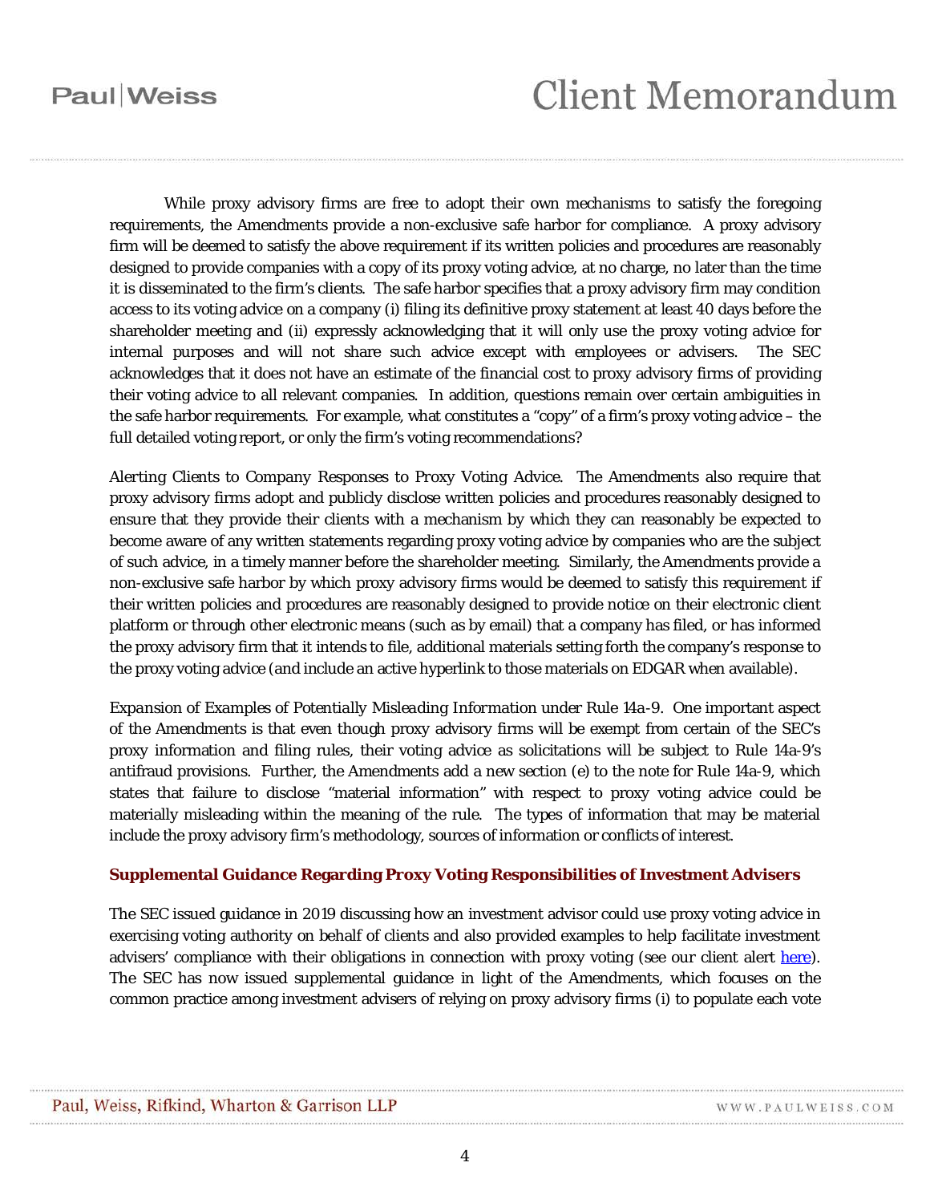While proxy advisory firms are free to adopt their own mechanisms to satisfy the foregoing requirements, the Amendments provide a non-exclusive safe harbor for compliance. A proxy advisory firm will be deemed to satisfy the above requirement if its written policies and procedures are reasonably designed to provide companies with a copy of its proxy voting advice, at no charge, no later than the time it is disseminated to the firm's clients. The safe harbor specifies that a proxy advisory firm may condition access to its voting advice on a company (i) filing its definitive proxy statement at least 40 days before the shareholder meeting and (ii) expressly acknowledging that it will only use the proxy voting advice for internal purposes and will not share such advice except with employees or advisers. The SEC acknowledges that it does not have an estimate of the financial cost to proxy advisory firms of providing their voting advice to all relevant companies. In addition, questions remain over certain ambiguities in the safe harbor requirements. For example, what constitutes a "copy" of a firm's proxy voting advice – the full detailed voting report, or only the firm's voting recommendations?

*Alerting Clients to Company Responses to Proxy Voting Advice.* The Amendments also require that proxy advisory firms adopt and publicly disclose written policies and procedures reasonably designed to ensure that they provide their clients with a mechanism by which they can reasonably be expected to become aware of any written statements regarding proxy voting advice by companies who are the subject of such advice, in a timely manner before the shareholder meeting. Similarly, the Amendments provide a non-exclusive safe harbor by which proxy advisory firms would be deemed to satisfy this requirement if their written policies and procedures are reasonably designed to provide notice on their electronic client platform or through other electronic means (such as by email) that a company has filed, or has informed the proxy advisory firm that it intends to file, additional materials setting forth the company's response to the proxy voting advice (and include an active hyperlink to those materials on EDGAR when available).

*Expansion of Examples of Potentially Misleading Information under Rule 14a-9.* One important aspect of the Amendments is that even though proxy advisory firms will be exempt from certain of the SEC's proxy information and filing rules, their voting advice as solicitations will be subject to Rule 14a-9's antifraud provisions. Further, the Amendments add a new section (e) to the note for Rule 14a-9, which states that failure to disclose "material information" with respect to proxy voting advice could be materially misleading within the meaning of the rule. The types of information that may be material include the proxy advisory firm's methodology, sources of information or conflicts of interest.

**Supplemental Guidance Regarding Proxy Voting Responsibilities of Investment Advisers**

The SEC issued guidance in 2019 discussing how an investment advisor could use proxy voting advice in exercising voting authority on behalf of clients and also provided examples to help facilitate investment advisers' compliance with their obligations in connection with proxy voting (see our client alert here). The SEC has now issued supplemental guidance in light of the Amendments, which focuses on the common practice among investment advisers of relying on proxy advisory firms (i) to populate each vote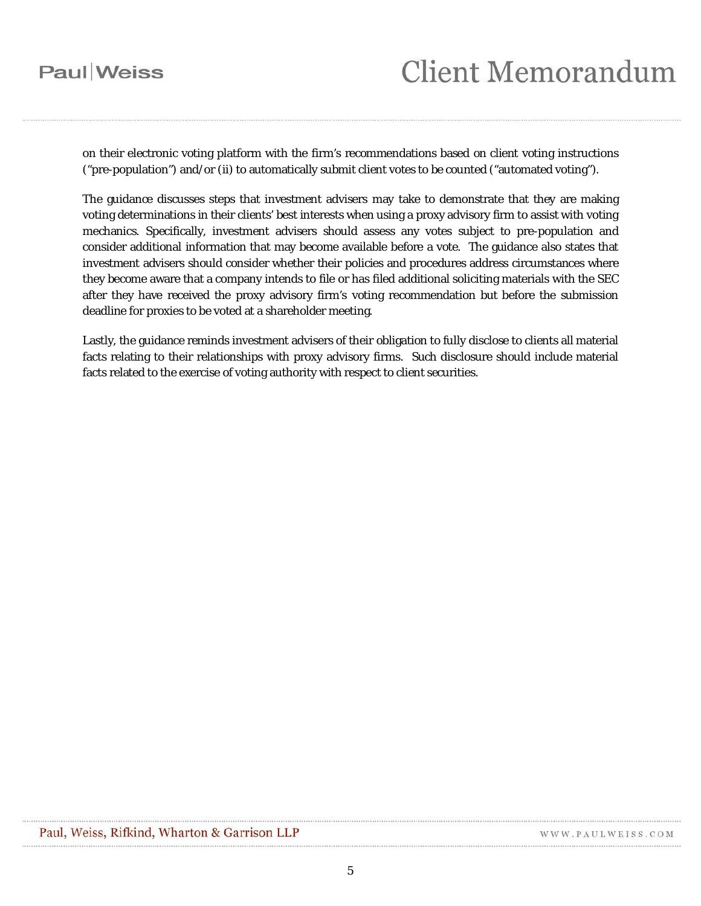on their electronic voting platform with the firm's recommendations based on client voting instructions ("pre-population") and/or (ii) to automatically submit client votes to be counted ("automated voting").

The guidance discusses steps that investment advisers may take to demonstrate that they are making voting determinations in their clients' best interests when using a proxy advisory firm to assist with voting mechanics. Specifically, investment advisers should assess any votes subject to pre-population and consider additional information that may become available before a vote. The guidance also states that investment advisers should consider whether their policies and procedures address circumstances where they become aware that a company intends to file or has filed additional soliciting materials with the SEC after they have received the proxy advisory firm's voting recommendation but before the submission deadline for proxies to be voted at a shareholder meeting.

Lastly, the guidance reminds investment advisers of their obligation to fully disclose to clients all material facts relating to their relationships with proxy advisory firms. Such disclosure should include material facts related to the exercise of voting authority with respect to client securities.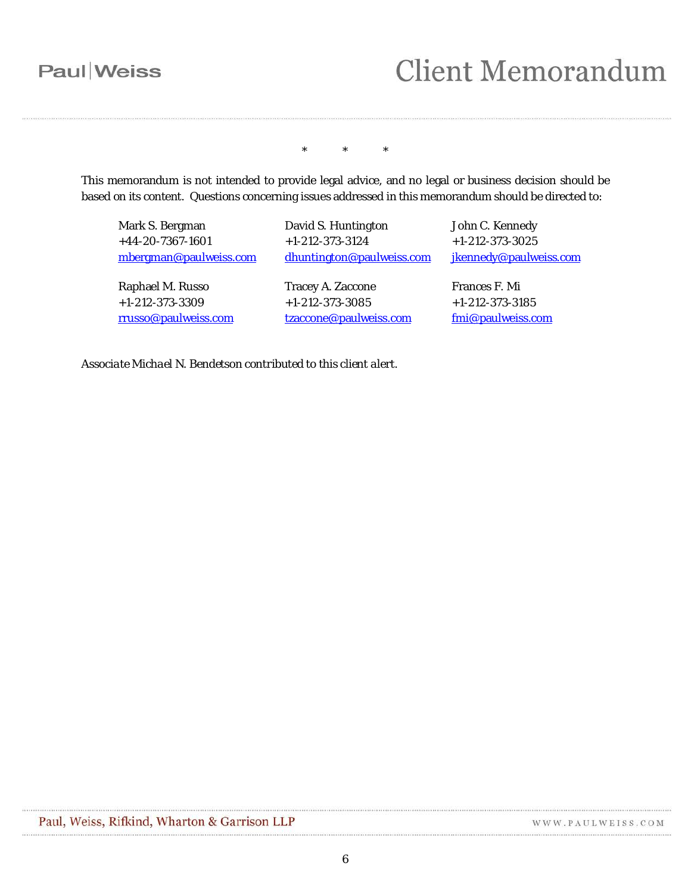\*     \*     \*

This memorandum is not intended to provide legal advice, and no legal or business decision should be based on its content. Questions concerning issues addressed in this memorandum should be directed to:

| | | |
|---|---|---|
| Mark S. Bergman<br>+44-20-7367-1601<br>mbergman@paulweiss.com | David S. Huntington<br>+1-212-373-3124<br>dhuntington@paulweiss.com | John C. Kennedy<br>+1-212-373-3025<br>jkennedy@paulweiss.com |
| Raphael M. Russo<br>+1-212-373-3309<br>rrusso@paulweiss.com | Tracey A. Zaccone<br>+1-212-373-3085<br>tzaccone@paulweiss.com | Frances F. Mi<br>+1-212-373-3185<br>fmi@paulweiss.com |

*Associate Michael N. Bendetson contributed to this client alert.*